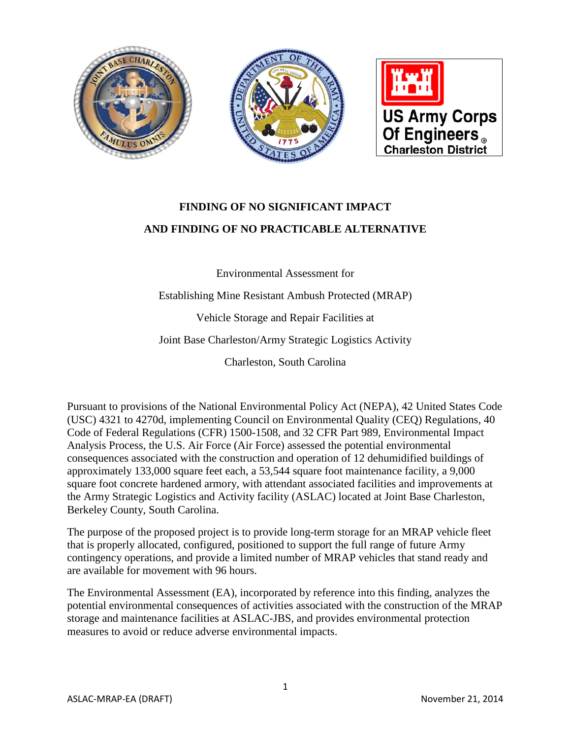# FINDING OF NO SIGNIFICANT IMPACT

# AND FINDING OF NO PRACTICABLE ALTERNATIVE

Environmental Assessment for

Establishing Mine Resistant Ambush Protected (MRAP)

Vehicle Storage and Repair Facilities at

Joint Base Charleston/Army Strategic Logistics Activity

Charleston, South Carolina

Pursuant to provisions of the National Environmental Policy Act (NEPA), 42 United States Code (USC) 4321 to 4270d, implementing Council on Environmental Quality (CEQ) Regulations, 40 Code of Federal Regulations (CFR) 1500-1508, and 32 CFR Part 989, Environmental Impact Analysis Process, the U.S. Air Force (Air Force) assessed the potential environmental consequences associated with the construction and operation of 12 dehumidified buildings of approximately 133,000 square feet each, a 53,544 square foot maintenance facility, a 9,000 square foot concrete hardened armory, with attendant associated facilities and improvements at the Army Strategic Logistics and Activity facility (ASLAC) located at Joint Base Charleston, Berkeley County, South Carolina.

The purpose of the proposed project is to provide long-term storage for an MRAP vehicle fleet that is properly allocated, configured, positioned to support the full range of future Army contingency operations, and provide a limited number of MRAP vehicles that stand ready and are available for movement with 96 hours.

The Environmental Assessment (EA), incorporated by reference into this finding, analyzes the potential environmental consequences of activities associated with the construction of the MRAP storage and maintenance facilities at ASLAC-JBS, and provides environmental protection measures to avoid or reduce adverse environmental impacts.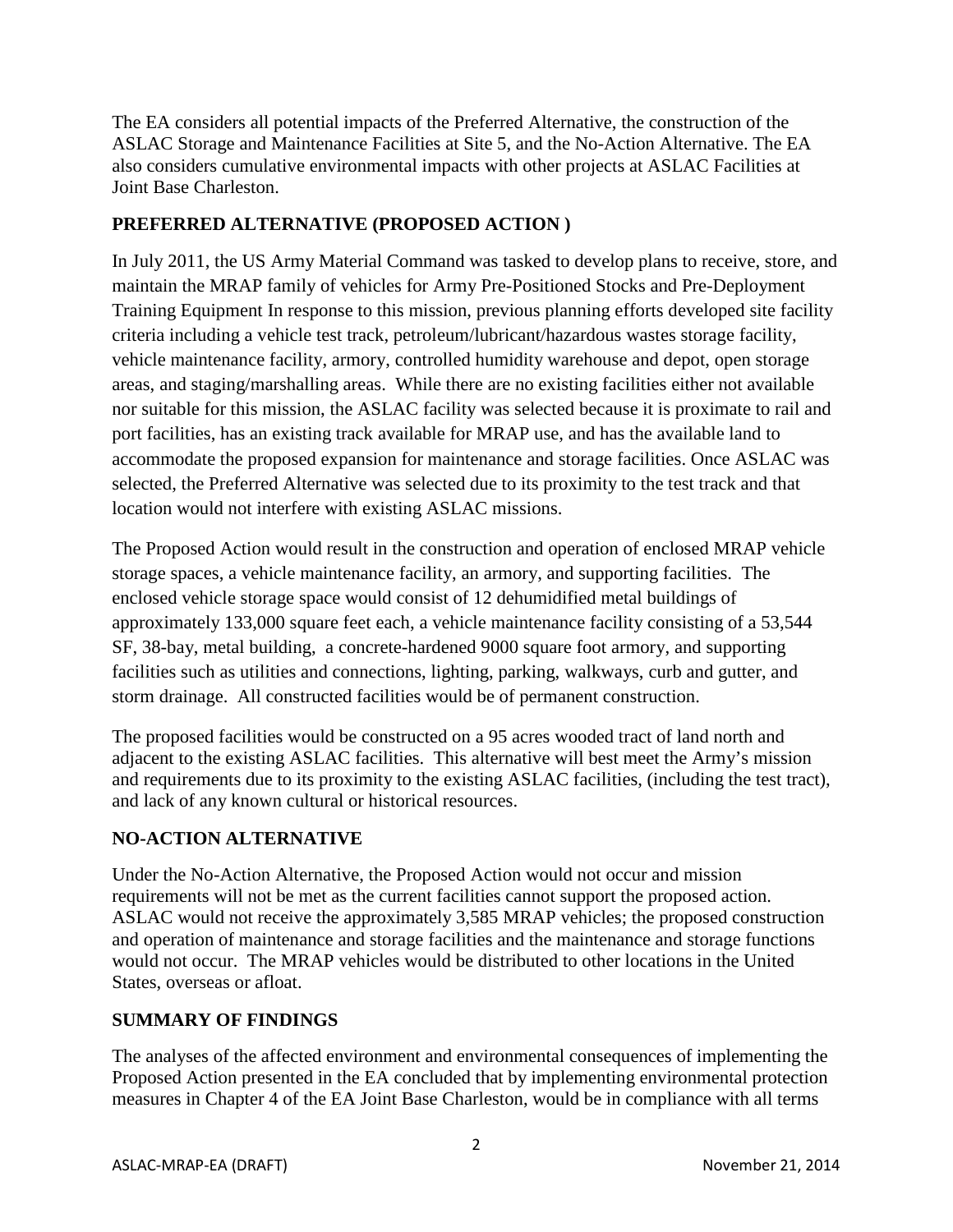The EA considers all potential impacts of the Preferred Alternative, the construction of the ASLAC Storage and Maintenance Facilities at Site 5, and the No-Action Alternative. The EA also considers cumulative environmental impacts with other projects at ASLAC Facilities at Joint Base Charleston.

## PREFERRED ALTERNATIVE (PROPOSED ACTION )

In July 2011, the US Army Material Command was tasked to develop plans to receive, store, and maintain the MRAP family of vehicles for Army Pre-Positioned Stocks and Pre-Deployment Training Equipment In response to this mission, previous planning efforts developed site facility criteria including a vehicle test track, petroleum/lubricant/hazardous wastes storage facility, vehicle maintenance facility, armory, controlled humidity warehouse and depot, open storage areas, and staging/marshalling areas. While there are no existing facilities either not available nor suitable for this mission, the ASLAC facility was selected because it is proximate to rail and port facilities, has an existing track available for MRAP use, and has the available land to accommodate the proposed expansion for maintenance and storage facilities. Once ASLAC was selected, the Preferred Alternative was selected due to its proximity to the test track and that location would not interfere with existing ASLAC missions.

The Proposed Action would result in the construction and operation of enclosed MRAP vehicle storage spaces, a vehicle maintenance facility, an armory, and supporting facilities. The enclosed vehicle storage space would consist of 12 dehumidified metal buildings of approximately 133,000 square feet each, a vehicle maintenance facility consisting of a 53,544 SF, 38-bay, metal building, a concrete-hardened 9000 square foot armory, and supporting facilities such as utilities and connections, lighting, parking, walkways, curb and gutter, and storm drainage. All constructed facilities would be of permanent construction.

The proposed facilities would be constructed on a 95 acres wooded tract of land north and adjacent to the existing ASLAC facilities. This alternative will best meet the Army's mission and requirements due to its proximity to the existing ASLAC facilities, (including the test tract), and lack of any known cultural or historical resources.

## NO-ACTION ALTERNATIVE

Under the No-Action Alternative, the Proposed Action would not occur and mission requirements will not be met as the current facilities cannot support the proposed action. ASLAC would not receive the approximately 3,585 MRAP vehicles; the proposed construction and operation of maintenance and storage facilities and the maintenance and storage functions would not occur. The MRAP vehicles would be distributed to other locations in the United States, overseas or afloat.

## SUMMARY OF FINDINGS

The analyses of the affected environment and environmental consequences of implementing the Proposed Action presented in the EA concluded that by implementing environmental protection measures in Chapter 4 of the EA Joint Base Charleston, would be in compliance with all terms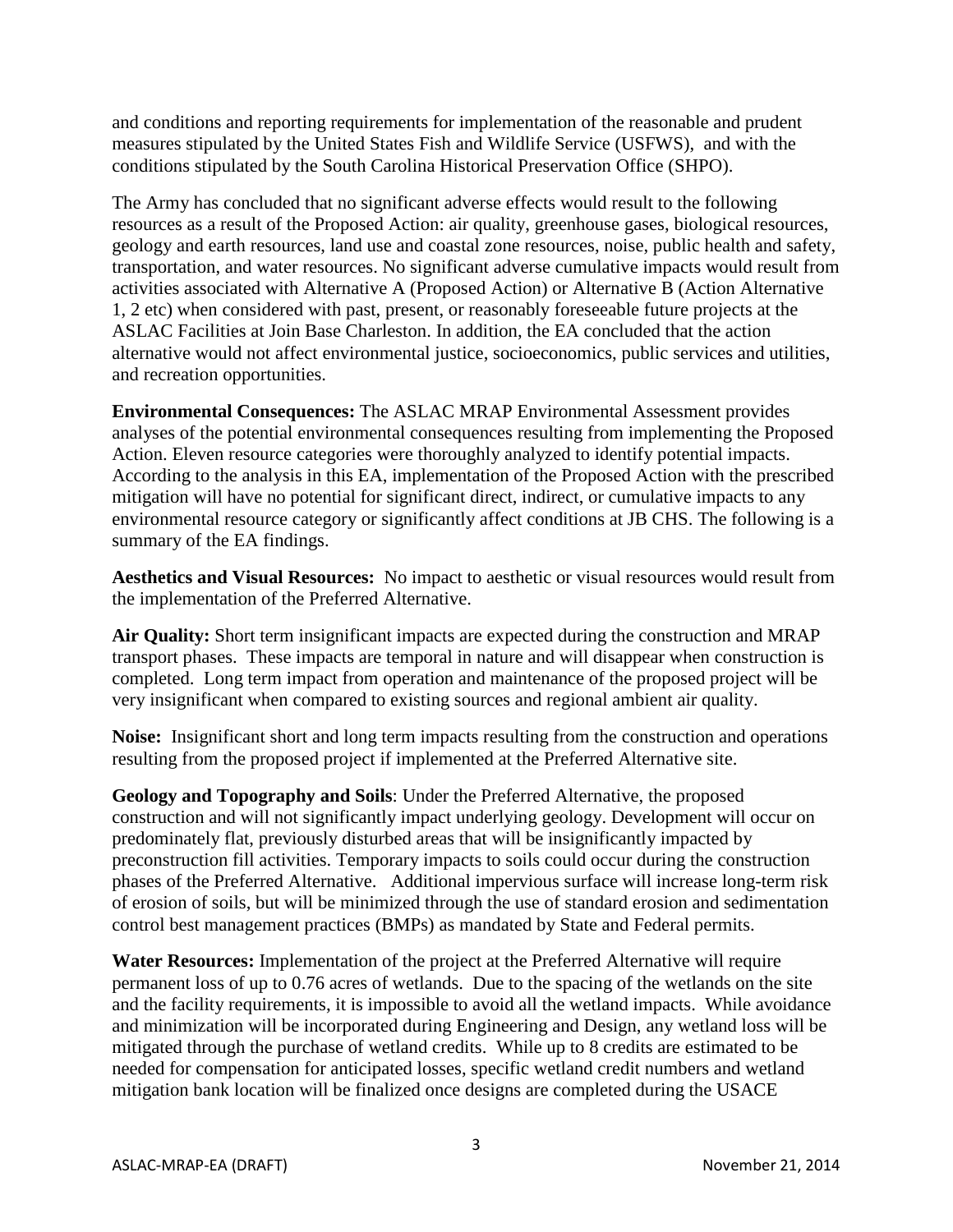and conditions and reporting requirements for implementation of the reasonable and prudent measures stipulated by the United States Fish and Wildlife Service (USFWS), and with the conditions stipulated by the South Carolina Historical Preservation Office (SHPO).

The Army has concluded that no significant adverse effects would result to the following resources as a result of the Proposed Action: air quality, greenhouse gases, biological resources, geology and earth resources, land use and coastal zone resources, noise, public health and safety, transportation, and water resources. No significant adverse cumulative impacts would result from activities associated with Alternative A (Proposed Action) or Alternative B (Action Alternative 1, 2 etc) when considered with past, present, or reasonably foreseeable future projects at the ASLAC Facilities at Join Base Charleston. In addition, the EA concluded that the action alternative would not affect environmental justice, socioeconomics, public services and utilities, and recreation opportunities.

**Environmental Consequences:** The ASLAC MRAP Environmental Assessment provides analyses of the potential environmental consequences resulting from implementing the Proposed Action. Eleven resource categories were thoroughly analyzed to identify potential impacts. According to the analysis in this EA, implementation of the Proposed Action with the prescribed mitigation will have no potential for significant direct, indirect, or cumulative impacts to any environmental resource category or significantly affect conditions at JB CHS. The following is a summary of the EA findings.

**Aesthetics and Visual Resources:** No impact to aesthetic or visual resources would result from the implementation of the Preferred Alternative.

**Air Quality:** Short term insignificant impacts are expected during the construction and MRAP transport phases. These impacts are temporal in nature and will disappear when construction is completed. Long term impact from operation and maintenance of the proposed project will be very insignificant when compared to existing sources and regional ambient air quality.

**Noise:** Insignificant short and long term impacts resulting from the construction and operations resulting from the proposed project if implemented at the Preferred Alternative site.

**Geology and Topography and Soils**: Under the Preferred Alternative, the proposed construction and will not significantly impact underlying geology. Development will occur on predominately flat, previously disturbed areas that will be insignificantly impacted by preconstruction fill activities. Temporary impacts to soils could occur during the construction phases of the Preferred Alternative. Additional impervious surface will increase long-term risk of erosion of soils, but will be minimized through the use of standard erosion and sedimentation control best management practices (BMPs) as mandated by State and Federal permits.

**Water Resources:** Implementation of the project at the Preferred Alternative will require permanent loss of up to 0.76 acres of wetlands. Due to the spacing of the wetlands on the site and the facility requirements, it is impossible to avoid all the wetland impacts. While avoidance and minimization will be incorporated during Engineering and Design, any wetland loss will be mitigated through the purchase of wetland credits. While up to 8 credits are estimated to be needed for compensation for anticipated losses, specific wetland credit numbers and wetland mitigation bank location will be finalized once designs are completed during the USACE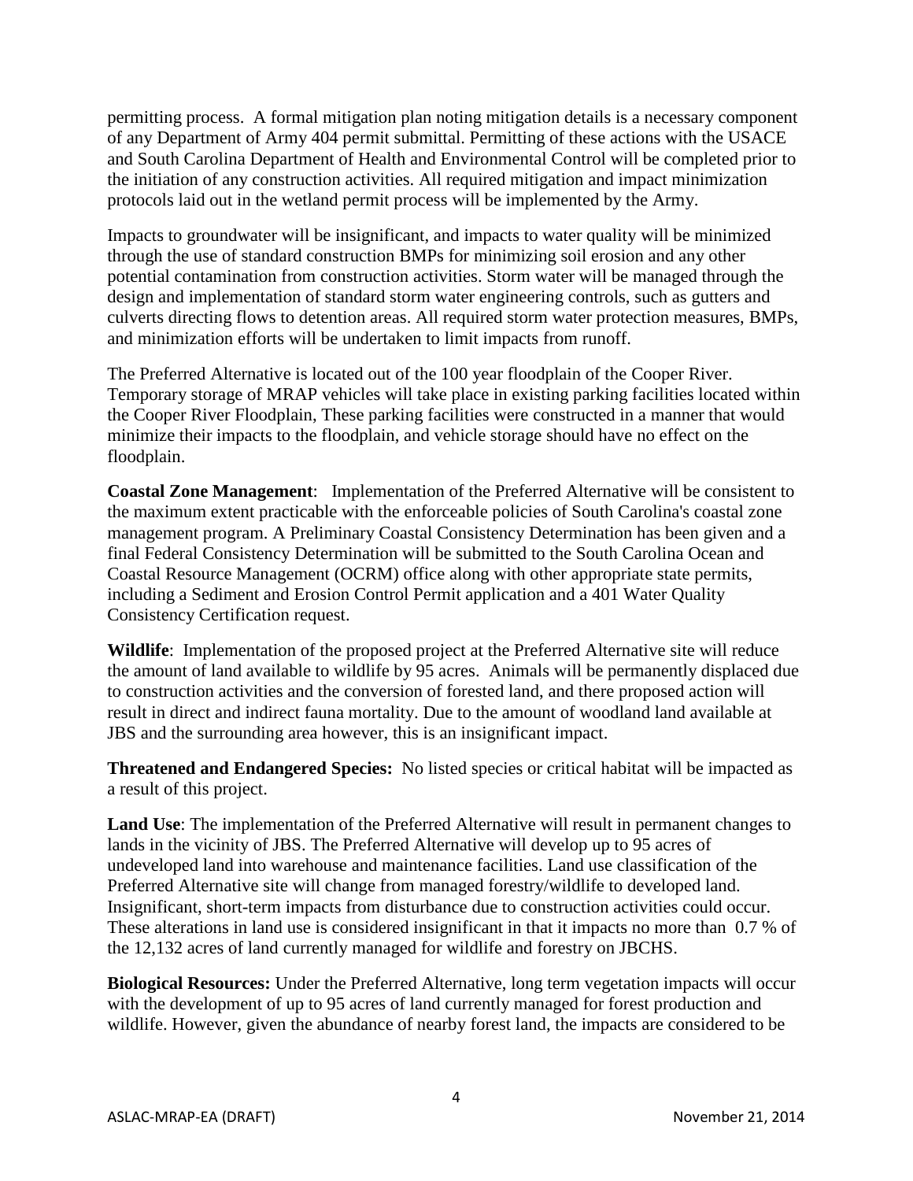permitting process. A formal mitigation plan noting mitigation details is a necessary component of any Department of Army 404 permit submittal. Permitting of these actions with the USACE and South Carolina Department of Health and Environmental Control will be completed prior to the initiation of any construction activities. All required mitigation and impact minimization protocols laid out in the wetland permit process will be implemented by the Army.

Impacts to groundwater will be insignificant, and impacts to water quality will be minimized through the use of standard construction BMPs for minimizing soil erosion and any other potential contamination from construction activities. Storm water will be managed through the design and implementation of standard storm water engineering controls, such as gutters and culverts directing flows to detention areas. All required storm water protection measures, BMPs, and minimization efforts will be undertaken to limit impacts from runoff.

The Preferred Alternative is located out of the 100 year floodplain of the Cooper River. Temporary storage of MRAP vehicles will take place in existing parking facilities located within the Cooper River Floodplain, These parking facilities were constructed in a manner that would minimize their impacts to the floodplain, and vehicle storage should have no effect on the floodplain.

**Coastal Zone Management**: Implementation of the Preferred Alternative will be consistent to the maximum extent practicable with the enforceable policies of South Carolina's coastal zone management program. A Preliminary Coastal Consistency Determination has been given and a final Federal Consistency Determination will be submitted to the South Carolina Ocean and Coastal Resource Management (OCRM) office along with other appropriate state permits, including a Sediment and Erosion Control Permit application and a 401 Water Quality Consistency Certification request.

**Wildlife**: Implementation of the proposed project at the Preferred Alternative site will reduce the amount of land available to wildlife by 95 acres. Animals will be permanently displaced due to construction activities and the conversion of forested land, and there proposed action will result in direct and indirect fauna mortality. Due to the amount of woodland land available at JBS and the surrounding area however, this is an insignificant impact.

**Threatened and Endangered Species:** No listed species or critical habitat will be impacted as a result of this project.

**Land Use**: The implementation of the Preferred Alternative will result in permanent changes to lands in the vicinity of JBS. The Preferred Alternative will develop up to 95 acres of undeveloped land into warehouse and maintenance facilities. Land use classification of the Preferred Alternative site will change from managed forestry/wildlife to developed land. Insignificant, short-term impacts from disturbance due to construction activities could occur. These alterations in land use is considered insignificant in that it impacts no more than 0.7 % of the 12,132 acres of land currently managed for wildlife and forestry on JBCHS.

**Biological Resources:** Under the Preferred Alternative, long term vegetation impacts will occur with the development of up to 95 acres of land currently managed for forest production and wildlife. However, given the abundance of nearby forest land, the impacts are considered to be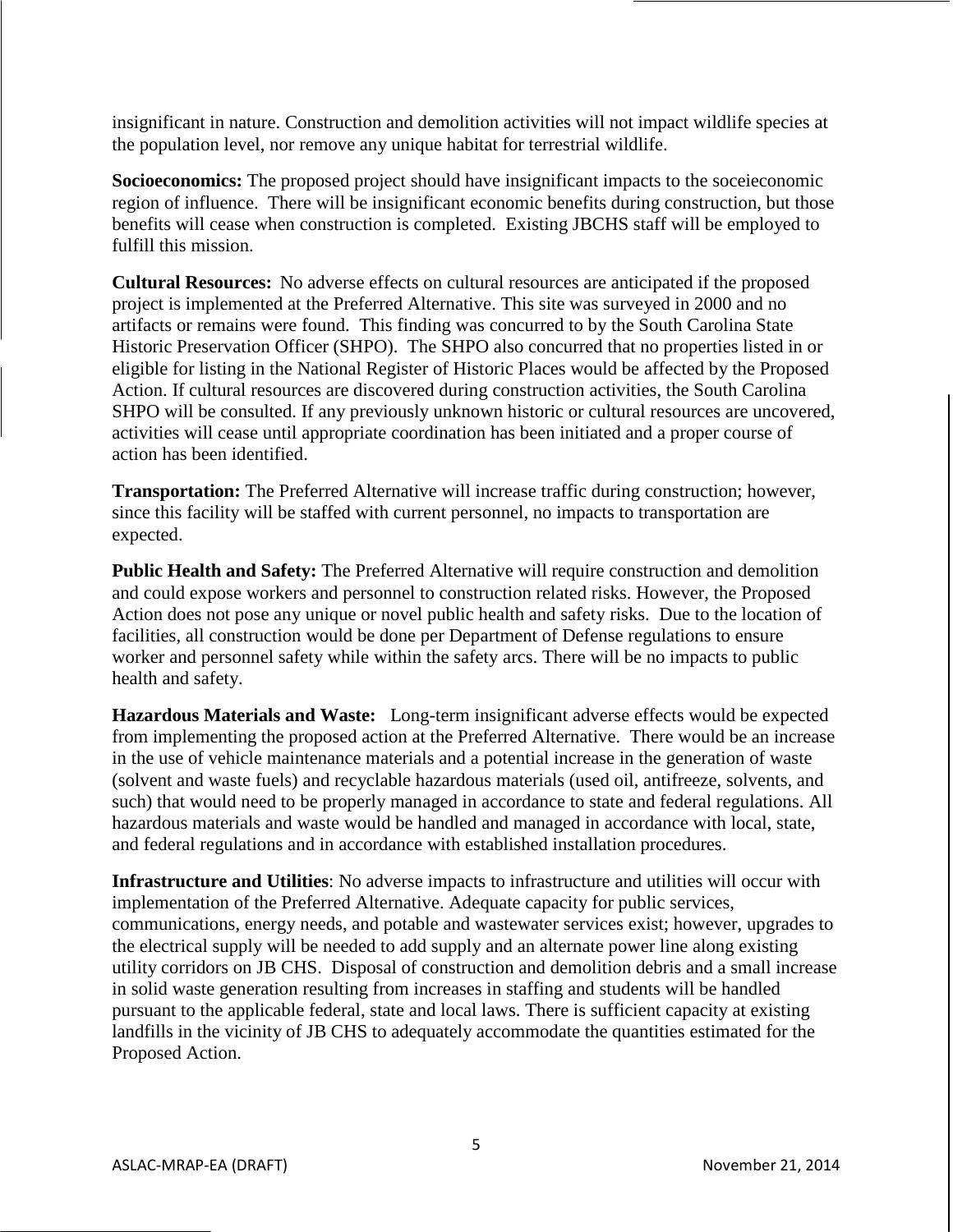insignificant in nature. Construction and demolition activities will not impact wildlife species at the population level, nor remove any unique habitat for terrestrial wildlife.

**Socioeconomics:** The proposed project should have insignificant impacts to the soceieconomic region of influence. There will be insignificant economic benefits during construction, but those benefits will cease when construction is completed. Existing JBCHS staff will be employed to fulfill this mission.

**Cultural Resources:** No adverse effects on cultural resources are anticipated if the proposed project is implemented at the Preferred Alternative. This site was surveyed in 2000 and no artifacts or remains were found. This finding was concurred to by the South Carolina State Historic Preservation Officer (SHPO). The SHPO also concurred that no properties listed in or eligible for listing in the National Register of Historic Places would be affected by the Proposed Action. If cultural resources are discovered during construction activities, the South Carolina SHPO will be consulted. If any previously unknown historic or cultural resources are uncovered, activities will cease until appropriate coordination has been initiated and a proper course of action has been identified.

**Transportation:** The Preferred Alternative will increase traffic during construction; however, since this facility will be staffed with current personnel, no impacts to transportation are expected.

**Public Health and Safety:** The Preferred Alternative will require construction and demolition and could expose workers and personnel to construction related risks. However, the Proposed Action does not pose any unique or novel public health and safety risks. Due to the location of facilities, all construction would be done per Department of Defense regulations to ensure worker and personnel safety while within the safety arcs. There will be no impacts to public health and safety.

**Hazardous Materials and Waste:** Long-term insignificant adverse effects would be expected from implementing the proposed action at the Preferred Alternative. There would be an increase in the use of vehicle maintenance materials and a potential increase in the generation of waste (solvent and waste fuels) and recyclable hazardous materials (used oil, antifreeze, solvents, and such) that would need to be properly managed in accordance to state and federal regulations. All hazardous materials and waste would be handled and managed in accordance with local, state, and federal regulations and in accordance with established installation procedures.

**Infrastructure and Utilities**: No adverse impacts to infrastructure and utilities will occur with implementation of the Preferred Alternative. Adequate capacity for public services, communications, energy needs, and potable and wastewater services exist; however, upgrades to the electrical supply will be needed to add supply and an alternate power line along existing utility corridors on JB CHS. Disposal of construction and demolition debris and a small increase in solid waste generation resulting from increases in staffing and students will be handled pursuant to the applicable federal, state and local laws. There is sufficient capacity at existing landfills in the vicinity of JB CHS to adequately accommodate the quantities estimated for the Proposed Action.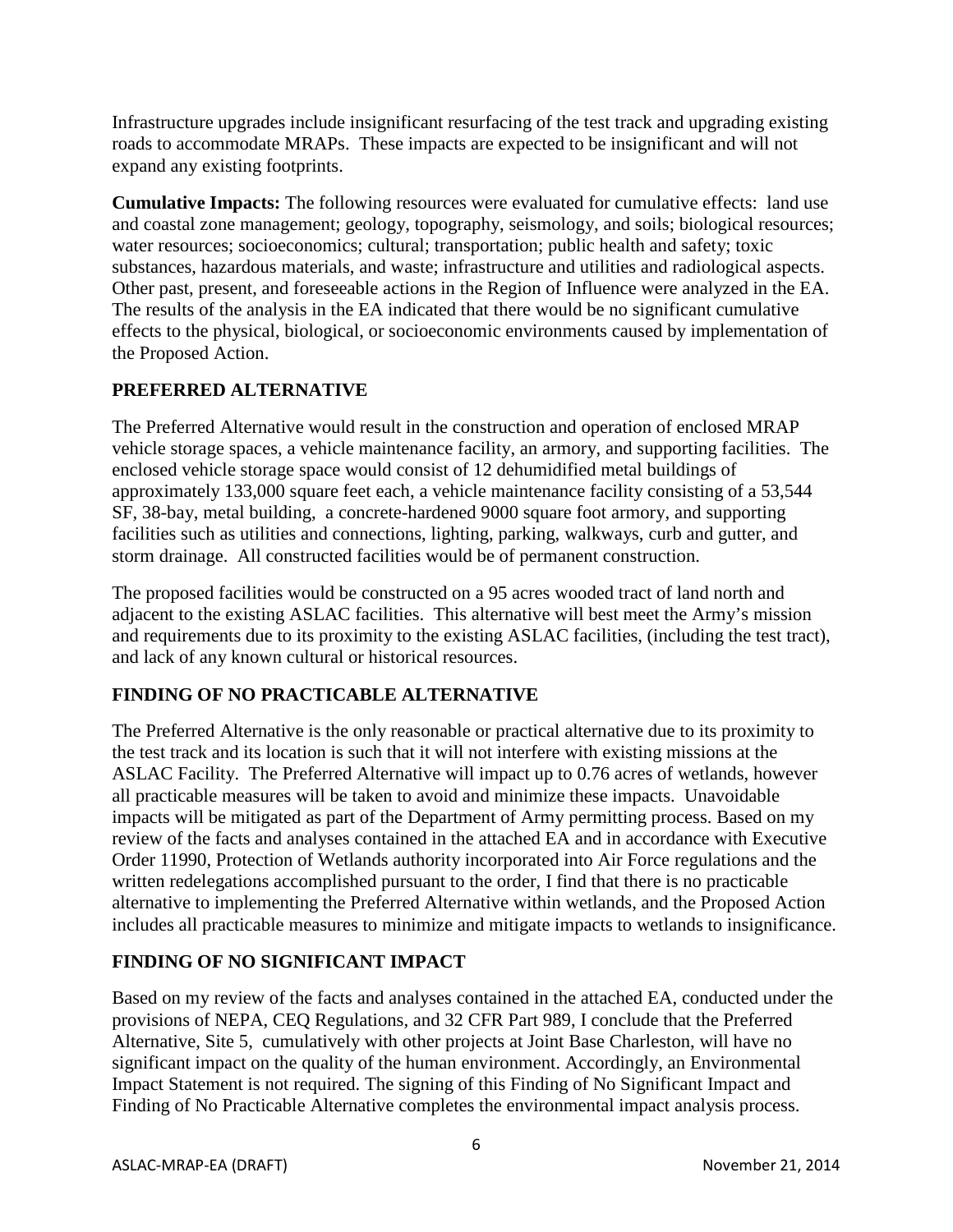Infrastructure upgrades include insignificant resurfacing of the test track and upgrading existing roads to accommodate MRAPs. These impacts are expected to be insignificant and will not expand any existing footprints.

**Cumulative Impacts:** The following resources were evaluated for cumulative effects: land use and coastal zone management; geology, topography, seismology, and soils; biological resources; water resources; socioeconomics; cultural; transportation; public health and safety; toxic substances, hazardous materials, and waste; infrastructure and utilities and radiological aspects. Other past, present, and foreseeable actions in the Region of Influence were analyzed in the EA. The results of the analysis in the EA indicated that there would be no significant cumulative effects to the physical, biological, or socioeconomic environments caused by implementation of the Proposed Action.

## PREFERRED ALTERNATIVE

The Preferred Alternative would result in the construction and operation of enclosed MRAP vehicle storage spaces, a vehicle maintenance facility, an armory, and supporting facilities. The enclosed vehicle storage space would consist of 12 dehumidified metal buildings of approximately 133,000 square feet each, a vehicle maintenance facility consisting of a 53,544 SF, 38-bay, metal building, a concrete-hardened 9000 square foot armory, and supporting facilities such as utilities and connections, lighting, parking, walkways, curb and gutter, and storm drainage. All constructed facilities would be of permanent construction.

The proposed facilities would be constructed on a 95 acres wooded tract of land north and adjacent to the existing ASLAC facilities. This alternative will best meet the Army's mission and requirements due to its proximity to the existing ASLAC facilities, (including the test tract), and lack of any known cultural or historical resources.

## FINDING OF NO PRACTICABLE ALTERNATIVE

The Preferred Alternative is the only reasonable or practical alternative due to its proximity to the test track and its location is such that it will not interfere with existing missions at the ASLAC Facility. The Preferred Alternative will impact up to 0.76 acres of wetlands, however all practicable measures will be taken to avoid and minimize these impacts. Unavoidable impacts will be mitigated as part of the Department of Army permitting process. Based on my review of the facts and analyses contained in the attached EA and in accordance with Executive Order 11990, Protection of Wetlands authority incorporated into Air Force regulations and the written redelegations accomplished pursuant to the order, I find that there is no practicable alternative to implementing the Preferred Alternative within wetlands, and the Proposed Action includes all practicable measures to minimize and mitigate impacts to wetlands to insignificance.

## FINDING OF NO SIGNIFICANT IMPACT

Based on my review of the facts and analyses contained in the attached EA, conducted under the provisions of NEPA, CEQ Regulations, and 32 CFR Part 989, I conclude that the Preferred Alternative, Site 5, cumulatively with other projects at Joint Base Charleston, will have no significant impact on the quality of the human environment. Accordingly, an Environmental Impact Statement is not required. The signing of this Finding of No Significant Impact and Finding of No Practicable Alternative completes the environmental impact analysis process.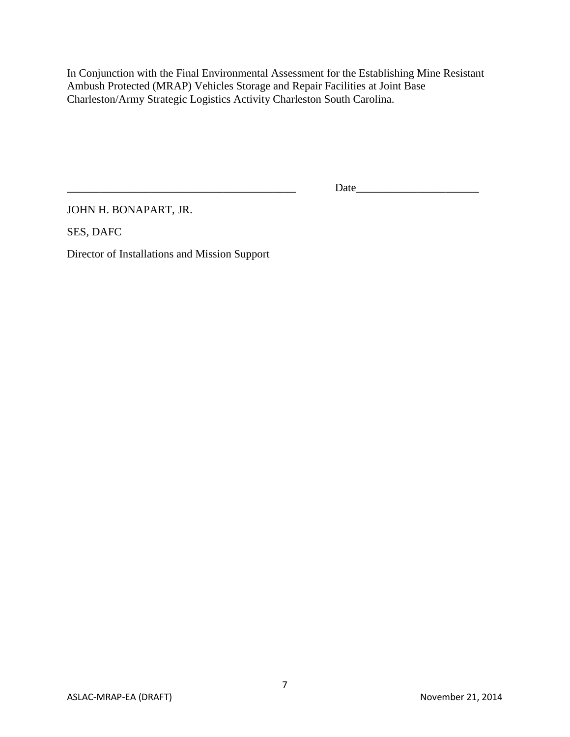In Conjunction with the Final Environmental Assessment for the Establishing Mine Resistant Ambush Protected (MRAP) Vehicles Storage and Repair Facilities at Joint Base Charleston/Army Strategic Logistics Activity Charleston South Carolina.

\_\_\_\_\_\_\_\_\_\_\_\_\_\_\_\_\_\_\_\_\_\_\_\_\_\_\_\_\_\_\_\_\_\_\_\_\_\_\_\_\_\_ Date\_\_\_\_\_\_\_\_\_\_\_\_\_\_\_\_\_\_\_\_\_\_

JOHN H. BONAPART, JR.

SES, DAFC

Director of Installations and Mission Support